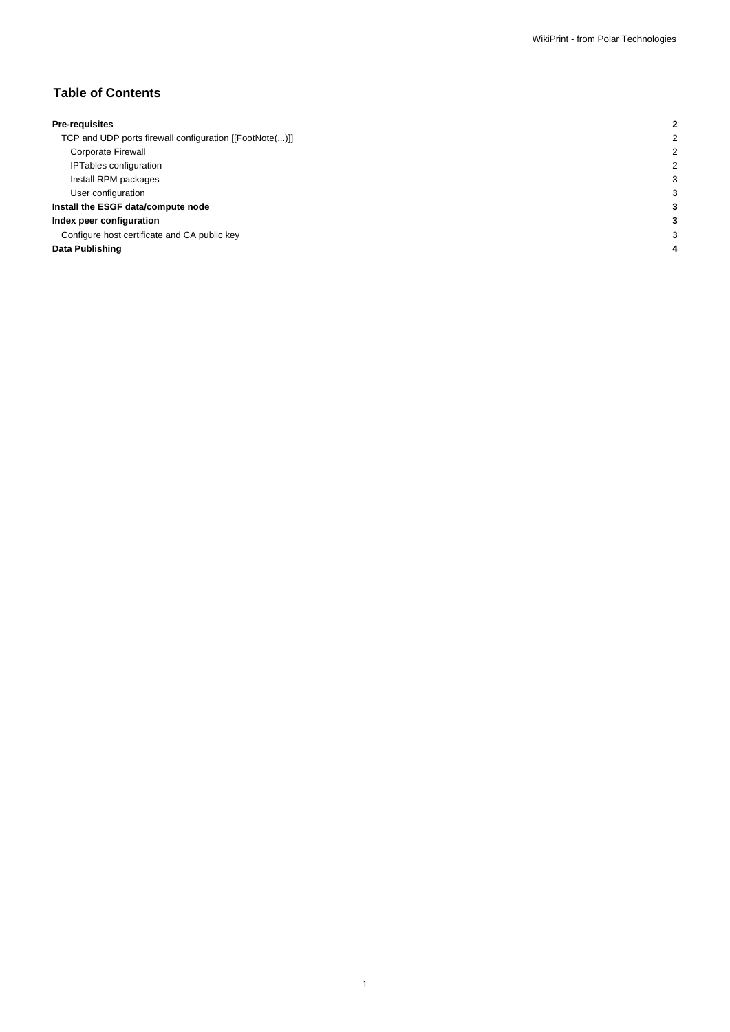# Table of Contents

| | |
|---|---|
| **Pre-requisites** | **2** |
| TCP and UDP ports firewall configuration [[FootNote(...)]] | 2 |
| Corporate Firewall | 2 |
| IPTables configuration | 2 |
| Install RPM packages | 3 |
| User configuration | 3 |
| **Install the ESGF data/compute node** | **3** |
| **Index peer configuration** | **3** |
| Configure host certificate and CA public key | 3 |
| **Data Publishing** | **4** |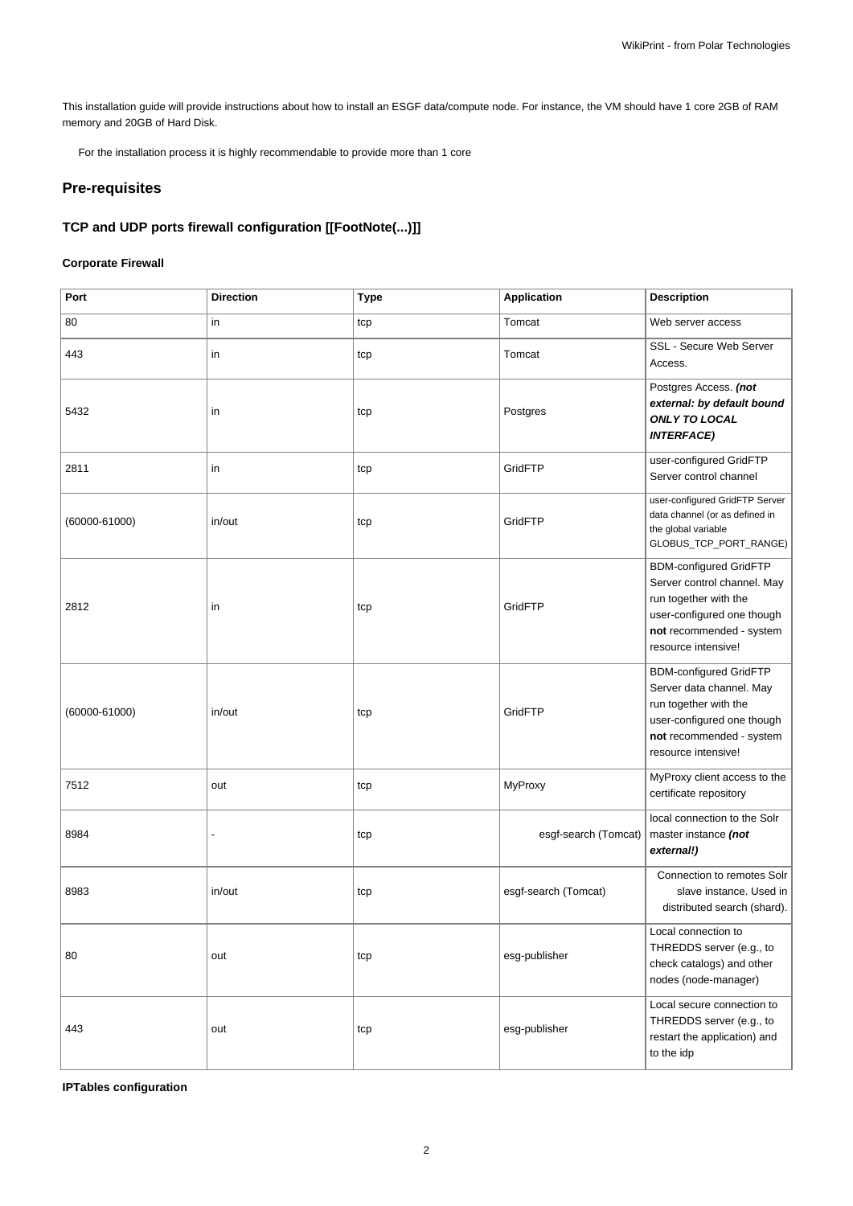This installation guide will provide instructions about how to install an ESGF data/compute node. For instance, the VM should have 1 core 2GB of RAM memory and 20GB of Hard Disk.

For the installation process it is highly recommendable to provide more than 1 core

## Pre-requisites

### TCP and UDP ports firewall configuration [[FootNote(...)]]

#### Corporate Firewall

| Port | Direction | Type | Application | Description |
|---|---|---|---|---|
| 80 | in | tcp | Tomcat | Web server access |
| 443 | in | tcp | Tomcat | SSL - Secure Web Server Access. |
| 5432 | in | tcp | Postgres | Postgres Access. ***(not external: by default bound ONLY TO LOCAL INTERFACE)*** |
| 2811 | in | tcp | GridFTP | user-configured GridFTP Server control channel |
| (60000-61000) | in/out | tcp | GridFTP | user-configured GridFTP Server data channel (or as defined in the global variable GLOBUS_TCP_PORT_RANGE) |
| 2812 | in | tcp | GridFTP | BDM-configured GridFTP Server control channel. May run together with the user-configured one though **not** recommended - system resource intensive! |
| (60000-61000) | in/out | tcp | GridFTP | BDM-configured GridFTP Server data channel. May run together with the user-configured one though **not** recommended - system resource intensive! |
| 7512 | out | tcp | MyProxy | MyProxy client access to the certificate repository |
| 8984 | - | tcp | esgf-search (Tomcat) | local connection to the Solr master instance ***(not external!)*** |
| 8983 | in/out | tcp | esgf-search (Tomcat) | Connection to remotes Solr slave instance. Used in distributed search (shard). |
| 80 | out | tcp | esg-publisher | Local connection to THREDDS server (e.g., to check catalogs) and other nodes (node-manager) |
| 443 | out | tcp | esg-publisher | Local secure connection to THREDDS server (e.g., to restart the application) and to the idp |

#### IPTables configuration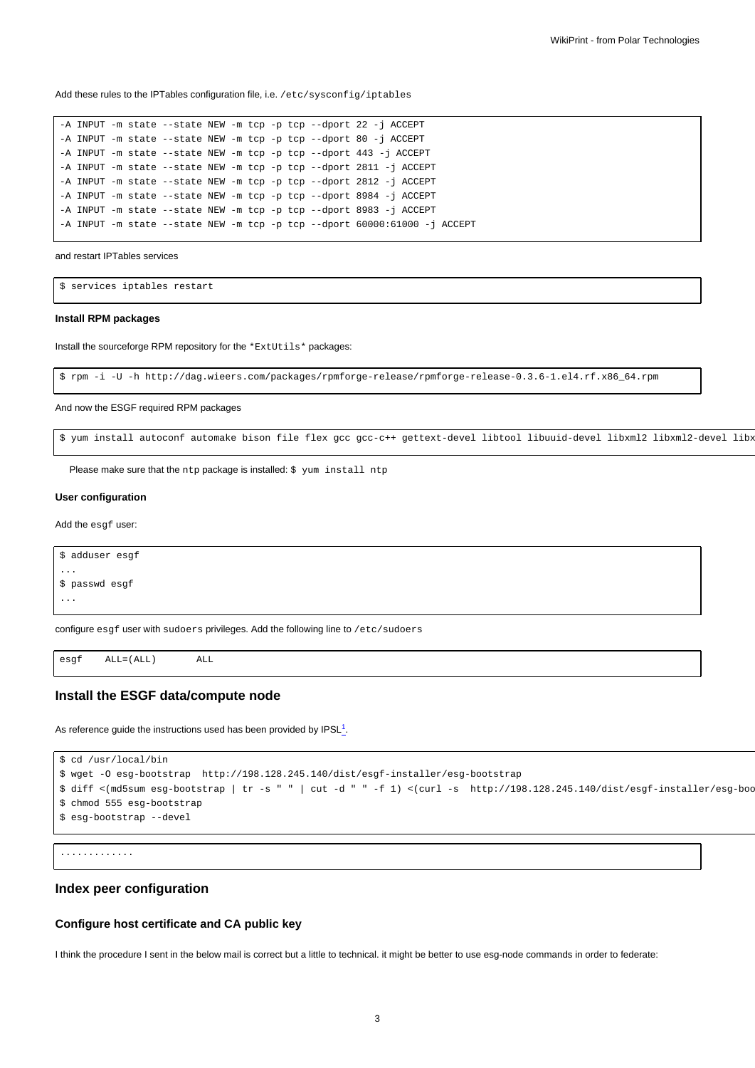Add these rules to the IPTables configuration file, i.e. `/etc/sysconfig/iptables`

```
-A INPUT -m state --state NEW -m tcp -p tcp --dport 22 -j ACCEPT
-A INPUT -m state --state NEW -m tcp -p tcp --dport 80 -j ACCEPT
-A INPUT -m state --state NEW -m tcp -p tcp --dport 443 -j ACCEPT
-A INPUT -m state --state NEW -m tcp -p tcp --dport 2811 -j ACCEPT
-A INPUT -m state --state NEW -m tcp -p tcp --dport 2812 -j ACCEPT
-A INPUT -m state --state NEW -m tcp -p tcp --dport 8984 -j ACCEPT
-A INPUT -m state --state NEW -m tcp -p tcp --dport 8983 -j ACCEPT
-A INPUT -m state --state NEW -m tcp -p tcp --dport 60000:61000 -j ACCEPT
```

and restart IPTables services

```
$ services iptables restart
```

#### Install RPM packages

Install the sourceforge RPM repository for the `*ExtUtils*` packages:

```
$ rpm -i -U -h http://dag.wieers.com/packages/rpmforge-release/rpmforge-release-0.3.6-1.el4.rf.x86_64.rpm
```

And now the ESGF required RPM packages

```
$ yum install autoconf automake bison file flex gcc gcc-c++ gettext-devel libtool libuuid-devel libxml2 libxml2-devel libx
```

Please make sure that the `ntp` package is installed: `$ yum install ntp`

#### User configuration

Add the `esgf` user:

```
$ adduser esgf
...
$ passwd esgf
...
```

configure `esgf` user with `sudoers` privileges. Add the following line to `/etc/sudoers`

```
esgf    ALL=(ALL)       ALL
```

### Install the ESGF data/compute node

As reference guide the instructions used has been provided by IPSL[1].

```
$ cd /usr/local/bin
$ wget -O esg-bootstrap  http://198.128.245.140/dist/esgf-installer/esg-bootstrap
$ diff <(md5sum esg-bootstrap | tr -s " " | cut -d " " -f 1) <(curl -s  http://198.128.245.140/dist/esgf-installer/esg-boo
$ chmod 555 esg-bootstrap
$ esg-bootstrap --devel
```

```
.............
```

### Index peer configuration

#### Configure host certificate and CA public key

I think the procedure I sent in the below mail is correct but a little to technical. it might be better to use esg-node commands in order to federate: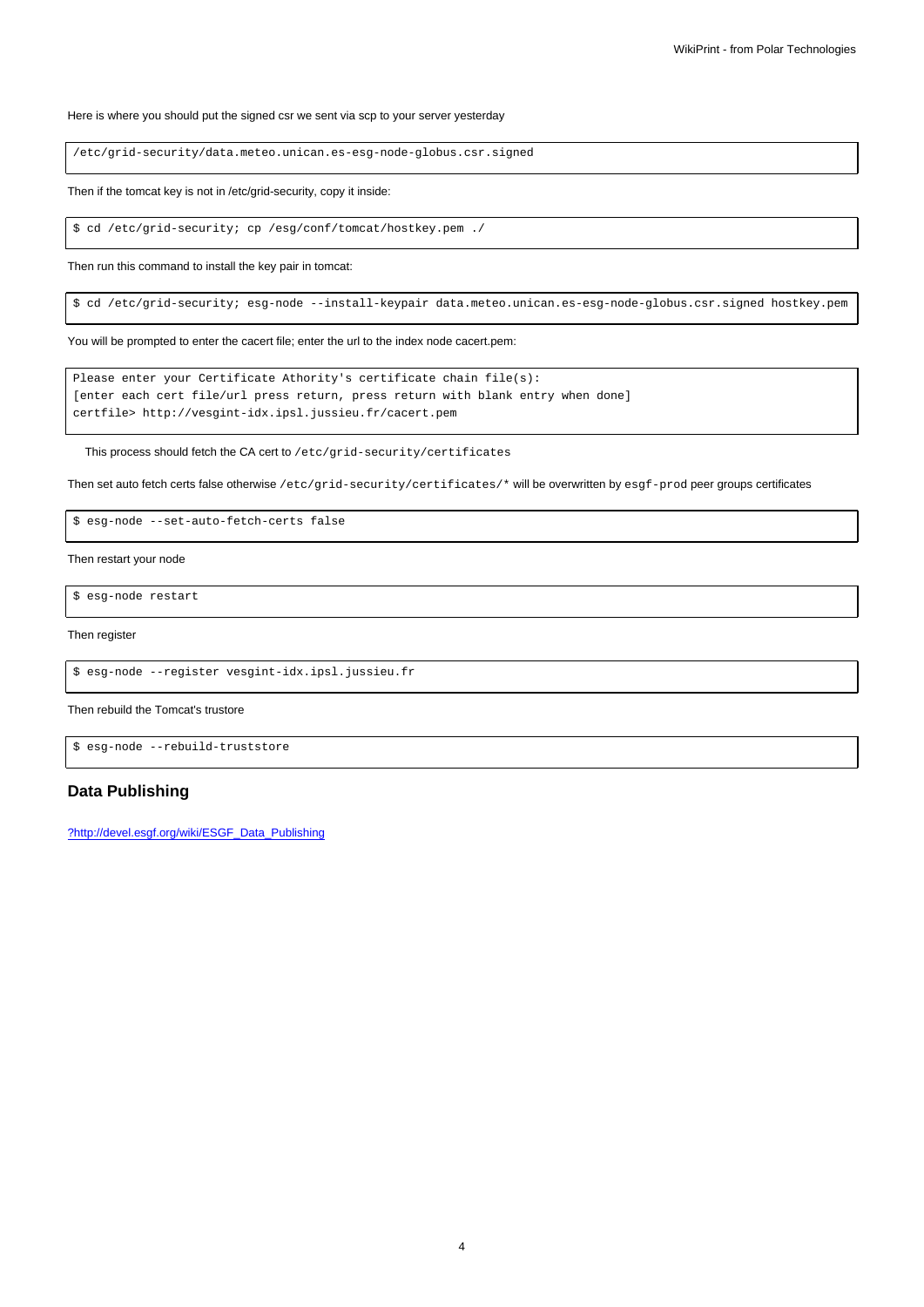Here is where you should put the signed csr we sent via scp to your server yesterday

```
/etc/grid-security/data.meteo.unican.es-esg-node-globus.csr.signed
```

Then if the tomcat key is not in /etc/grid-security, copy it inside:

```
$ cd /etc/grid-security; cp /esg/conf/tomcat/hostkey.pem ./
```

Then run this command to install the key pair in tomcat:

```
$ cd /etc/grid-security; esg-node --install-keypair data.meteo.unican.es-esg-node-globus.csr.signed hostkey.pem
```

You will be prompted to enter the cacert file; enter the url to the index node cacert.pem:

```
Please enter your Certificate Athority's certificate chain file(s):
[enter each cert file/url press return, press return with blank entry when done]
certfile> http://vesgint-idx.ipsl.jussieu.fr/cacert.pem
```

This process should fetch the CA cert to `/etc/grid-security/certificates`

Then set auto fetch certs false otherwise `/etc/grid-security/certificates/*` will be overwritten by `esgf-prod` peer groups certificates

```
$ esg-node --set-auto-fetch-certs false
```

Then restart your node

```
$ esg-node restart
```

Then register

```
$ esg-node --register vesgint-idx.ipsl.jussieu.fr
```

Then rebuild the Tomcat's trustore

```
$ esg-node --rebuild-truststore
```

### Data Publishing

?http://devel.esgf.org/wiki/ESGF_Data_Publishing